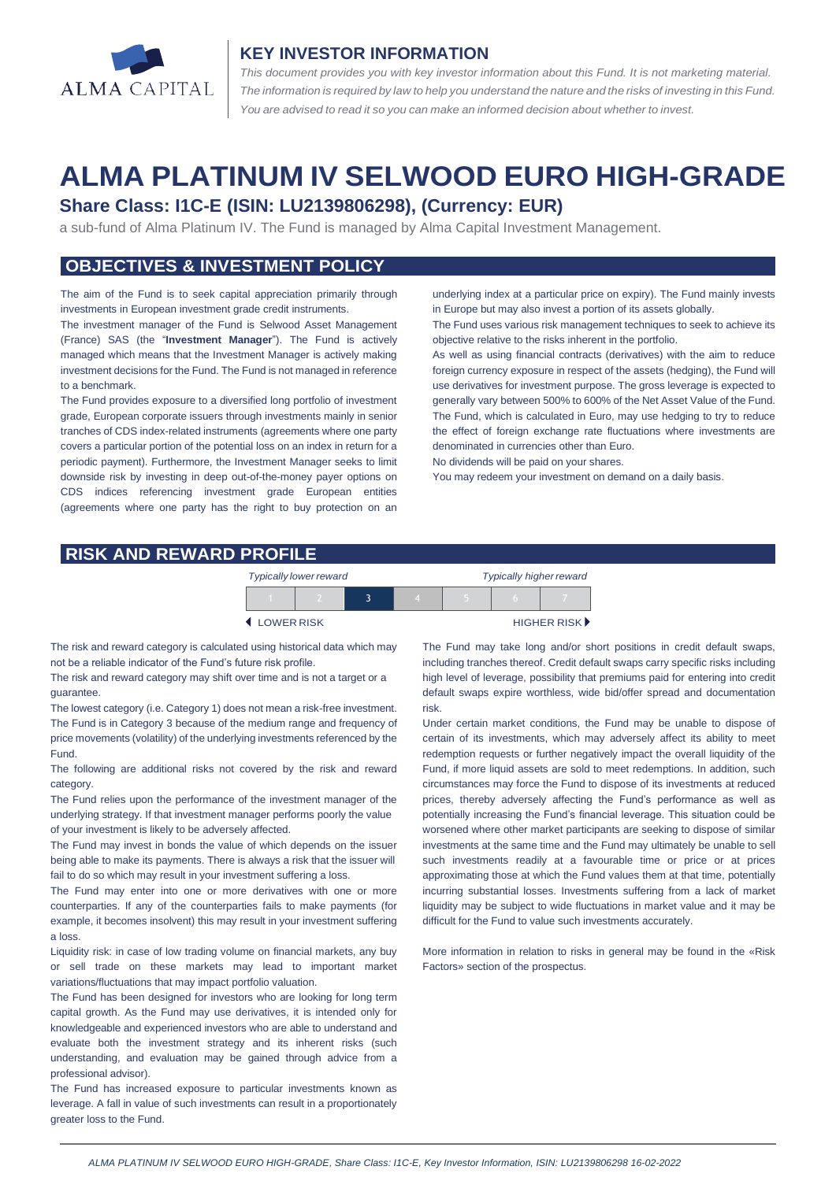## KEY INVESTOR INFORMATION

*This document provides you with key investor information about this Fund. It is not marketing material. The information is required by law to help you understand the nature and the risks of investing in this Fund. You are advised to read it so you can make an informed decision about whether to invest.*

# ALMA PLATINUM IV SELWOOD EURO HIGH-GRADE

### Share Class: I1C-E (ISIN: LU2139806298), (Currency: EUR)

a sub-fund of Alma Platinum IV. The Fund is managed by Alma Capital Investment Management.

## OBJECTIVES & INVESTMENT POLICY

The aim of the Fund is to seek capital appreciation primarily through investments in European investment grade credit instruments.

The investment manager of the Fund is Selwood Asset Management (France) SAS (the "**Investment Manager**"). The Fund is actively managed which means that the Investment Manager is actively making investment decisions for the Fund. The Fund is not managed in reference to a benchmark.

The Fund provides exposure to a diversified long portfolio of investment grade, European corporate issuers through investments mainly in senior tranches of CDS index-related instruments (agreements where one party covers a particular portion of the potential loss on an index in return for a periodic payment). Furthermore, the Investment Manager seeks to limit downside risk by investing in deep out-of-the-money payer options on CDS indices referencing investment grade European entities (agreements where one party has the right to buy protection on an underlying index at a particular price on expiry). The Fund mainly invests in Europe but may also invest a portion of its assets globally.

The Fund uses various risk management techniques to seek to achieve its objective relative to the risks inherent in the portfolio.

As well as using financial contracts (derivatives) with the aim to reduce foreign currency exposure in respect of the assets (hedging), the Fund will use derivatives for investment purpose. The gross leverage is expected to generally vary between 500% to 600% of the Net Asset Value of the Fund.

The Fund, which is calculated in Euro, may use hedging to try to reduce the effect of foreign exchange rate fluctuations where investments are denominated in currencies other than Euro.

No dividends will be paid on your shares.

You may redeem your investment on demand on a daily basis.

## RISK AND REWARD PROFILE

| *Typically lower reward* | | | | | | *Typically higher reward* |
|---|---|---|---|---|---|---|
| 1 | 2 | **3** | 4 | 5 | 6 | 7 |
| ◀ LOWER RISK | | | | | | HIGHER RISK ▶ |

The risk and reward category is calculated using historical data which may not be a reliable indicator of the Fund's future risk profile.

The risk and reward category may shift over time and is not a target or a guarantee.

The lowest category (i.e. Category 1) does not mean a risk-free investment. The Fund is in Category 3 because of the medium range and frequency of price movements (volatility) of the underlying investments referenced by the Fund.

The following are additional risks not covered by the risk and reward category.

The Fund relies upon the performance of the investment manager of the underlying strategy. If that investment manager performs poorly the value of your investment is likely to be adversely affected.

The Fund may invest in bonds the value of which depends on the issuer being able to make its payments. There is always a risk that the issuer will fail to do so which may result in your investment suffering a loss.

The Fund may enter into one or more derivatives with one or more counterparties. If any of the counterparties fails to make payments (for example, it becomes insolvent) this may result in your investment suffering a loss.

Liquidity risk: in case of low trading volume on financial markets, any buy or sell trade on these markets may lead to important market variations/fluctuations that may impact portfolio valuation.

The Fund has been designed for investors who are looking for long term capital growth. As the Fund may use derivatives, it is intended only for knowledgeable and experienced investors who are able to understand and evaluate both the investment strategy and its inherent risks (such understanding, and evaluation may be gained through advice from a professional advisor).

The Fund has increased exposure to particular investments known as leverage. A fall in value of such investments can result in a proportionately greater loss to the Fund.

The Fund may take long and/or short positions in credit default swaps, including tranches thereof. Credit default swaps carry specific risks including high level of leverage, possibility that premiums paid for entering into credit default swaps expire worthless, wide bid/offer spread and documentation risk.

Under certain market conditions, the Fund may be unable to dispose of certain of its investments, which may adversely affect its ability to meet redemption requests or further negatively impact the overall liquidity of the Fund, if more liquid assets are sold to meet redemptions. In addition, such circumstances may force the Fund to dispose of its investments at reduced prices, thereby adversely affecting the Fund's performance as well as potentially increasing the Fund's financial leverage. This situation could be worsened where other market participants are seeking to dispose of similar investments at the same time and the Fund may ultimately be unable to sell such investments readily at a favourable time or price or at prices approximating those at which the Fund values them at that time, potentially incurring substantial losses. Investments suffering from a lack of market liquidity may be subject to wide fluctuations in market value and it may be difficult for the Fund to value such investments accurately.

More information in relation to risks in general may be found in the «Risk Factors» section of the prospectus.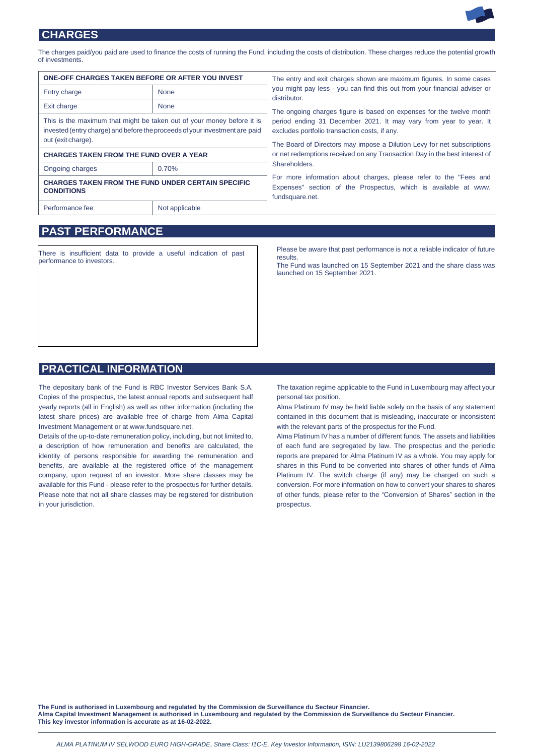## CHARGES

The charges paid/you paid are used to finance the costs of running the Fund, including the costs of distribution. These charges reduce the potential growth of investments.

| ONE-OFF CHARGES TAKEN BEFORE OR AFTER YOU INVEST | |
|---|---|
| Entry charge | None |
| Exit charge | None |
| This is the maximum that might be taken out of your money before it is invested (entry charge) and before the proceeds of your investment are paid out (exit charge). | |
| **CHARGES TAKEN FROM THE FUND OVER A YEAR** | |
| Ongoing charges | 0.70% |
| **CHARGES TAKEN FROM THE FUND UNDER CERTAIN SPECIFIC CONDITIONS** | |
| Performance fee | Not applicable |

The entry and exit charges shown are maximum figures. In some cases you might pay less - you can find this out from your financial adviser or distributor.

The ongoing charges figure is based on expenses for the twelve month period ending 31 December 2021. It may vary from year to year. It excludes portfolio transaction costs, if any.

The Board of Directors may impose a Dilution Levy for net subscriptions or net redemptions received on any Transaction Day in the best interest of Shareholders.

For more information about charges, please refer to the "Fees and Expenses" section of the Prospectus, which is available at www.fundsquare.net.

## PAST PERFORMANCE

There is insufficient data to provide a useful indication of past performance to investors.

Please be aware that past performance is not a reliable indicator of future results.

The Fund was launched on 15 September 2021 and the share class was launched on 15 September 2021.

## PRACTICAL INFORMATION

The depositary bank of the Fund is RBC Investor Services Bank S.A. Copies of the prospectus, the latest annual reports and subsequent half yearly reports (all in English) as well as other information (including the latest share prices) are available free of charge from Alma Capital Investment Management or at www.fundsquare.net.

Details of the up-to-date remuneration policy, including, but not limited to, a description of how remuneration and benefits are calculated, the identity of persons responsible for awarding the remuneration and benefits, are available at the registered office of the management company, upon request of an investor. More share classes may be available for this Fund - please refer to the prospectus for further details. Please note that not all share classes may be registered for distribution in your jurisdiction.

The taxation regime applicable to the Fund in Luxembourg may affect your personal tax position.

Alma Platinum IV may be held liable solely on the basis of any statement contained in this document that is misleading, inaccurate or inconsistent with the relevant parts of the prospectus for the Fund.

Alma Platinum IV has a number of different funds. The assets and liabilities of each fund are segregated by law. The prospectus and the periodic reports are prepared for Alma Platinum IV as a whole. You may apply for shares in this Fund to be converted into shares of other funds of Alma Platinum IV. The switch charge (if any) may be charged on such a conversion. For more information on how to convert your shares to shares of other funds, please refer to the "Conversion of Shares" section in the prospectus.

**The Fund is authorised in Luxembourg and regulated by the Commission de Surveillance du Secteur Financier.**
**Alma Capital Investment Management is authorised in Luxembourg and regulated by the Commission de Surveillance du Secteur Financier.**
**This key investor information is accurate as at 16-02-2022.**